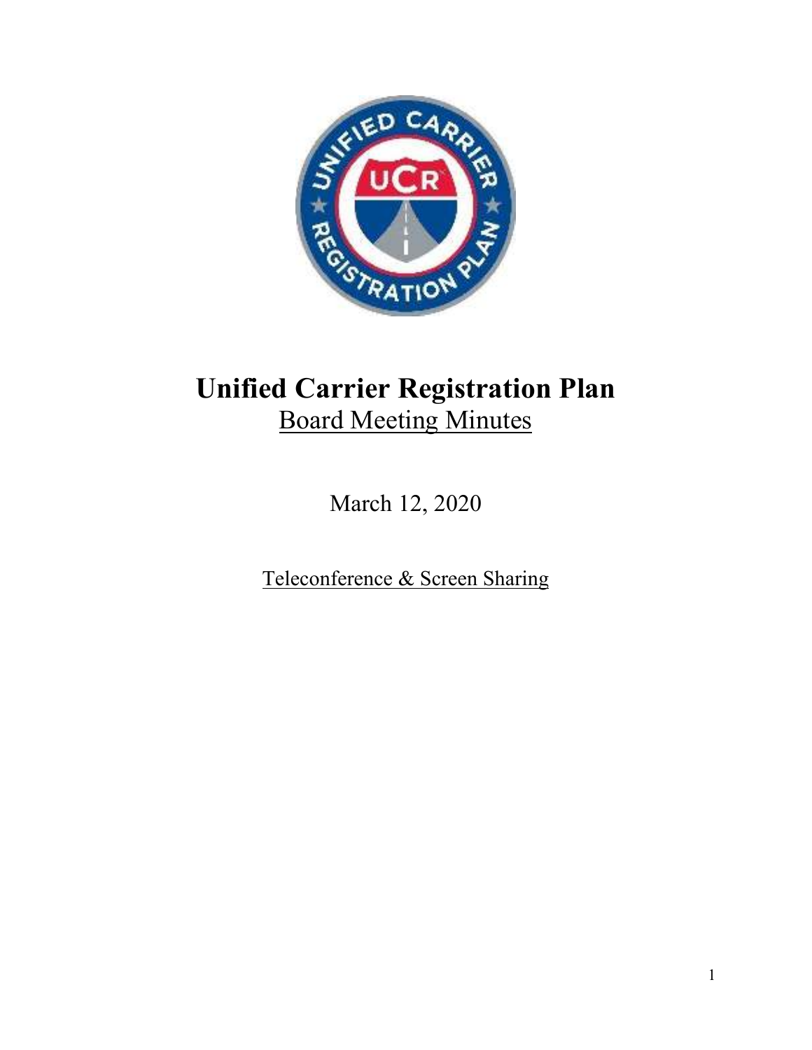# Unified Carrier Registration Plan

## Board Meeting Minutes

March 12, 2020

Teleconference & Screen Sharing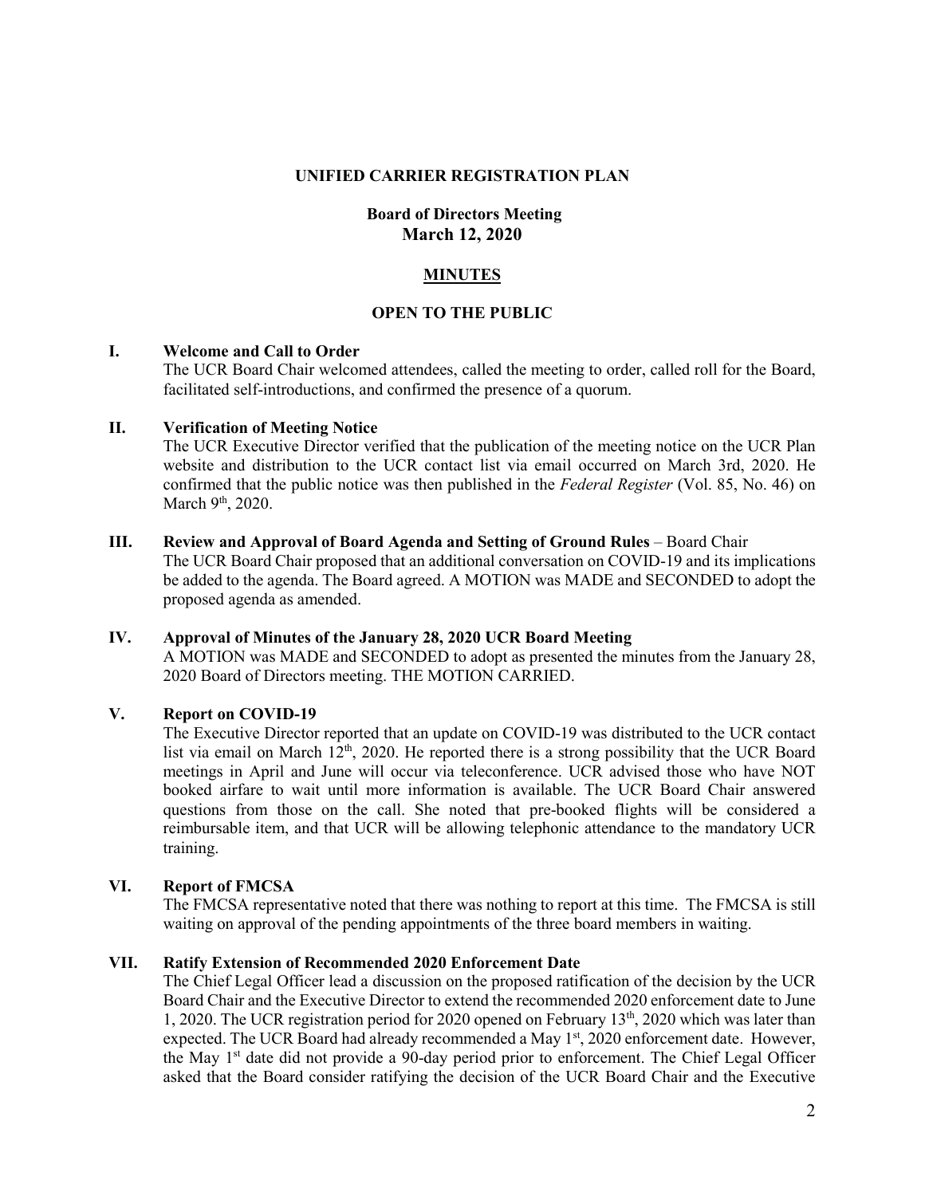**UNIFIED CARRIER REGISTRATION PLAN**

**Board of Directors Meeting**
**March 12, 2020**

**MINUTES**

**OPEN TO THE PUBLIC**

**I. Welcome and Call to Order**

The UCR Board Chair welcomed attendees, called the meeting to order, called roll for the Board, facilitated self-introductions, and confirmed the presence of a quorum.

**II. Verification of Meeting Notice**

The UCR Executive Director verified that the publication of the meeting notice on the UCR Plan website and distribution to the UCR contact list via email occurred on March 3rd, 2020. He confirmed that the public notice was then published in the *Federal Register* (Vol. 85, No. 46) on March 9th, 2020.

**III. Review and Approval of Board Agenda and Setting of Ground Rules** – Board Chair

The UCR Board Chair proposed that an additional conversation on COVID-19 and its implications be added to the agenda. The Board agreed. A MOTION was MADE and SECONDED to adopt the proposed agenda as amended.

**IV. Approval of Minutes of the January 28, 2020 UCR Board Meeting**

A MOTION was MADE and SECONDED to adopt as presented the minutes from the January 28, 2020 Board of Directors meeting. THE MOTION CARRIED.

**V. Report on COVID-19**

The Executive Director reported that an update on COVID-19 was distributed to the UCR contact list via email on March 12th, 2020. He reported there is a strong possibility that the UCR Board meetings in April and June will occur via teleconference. UCR advised those who have NOT booked airfare to wait until more information is available. The UCR Board Chair answered questions from those on the call. She noted that pre-booked flights will be considered a reimbursable item, and that UCR will be allowing telephonic attendance to the mandatory UCR training.

**VI. Report of FMCSA**

The FMCSA representative noted that there was nothing to report at this time. The FMCSA is still waiting on approval of the pending appointments of the three board members in waiting.

**VII. Ratify Extension of Recommended 2020 Enforcement Date**

The Chief Legal Officer lead a discussion on the proposed ratification of the decision by the UCR Board Chair and the Executive Director to extend the recommended 2020 enforcement date to June 1, 2020. The UCR registration period for 2020 opened on February 13th, 2020 which was later than expected. The UCR Board had already recommended a May 1st, 2020 enforcement date. However, the May 1st date did not provide a 90-day period prior to enforcement. The Chief Legal Officer asked that the Board consider ratifying the decision of the UCR Board Chair and the Executive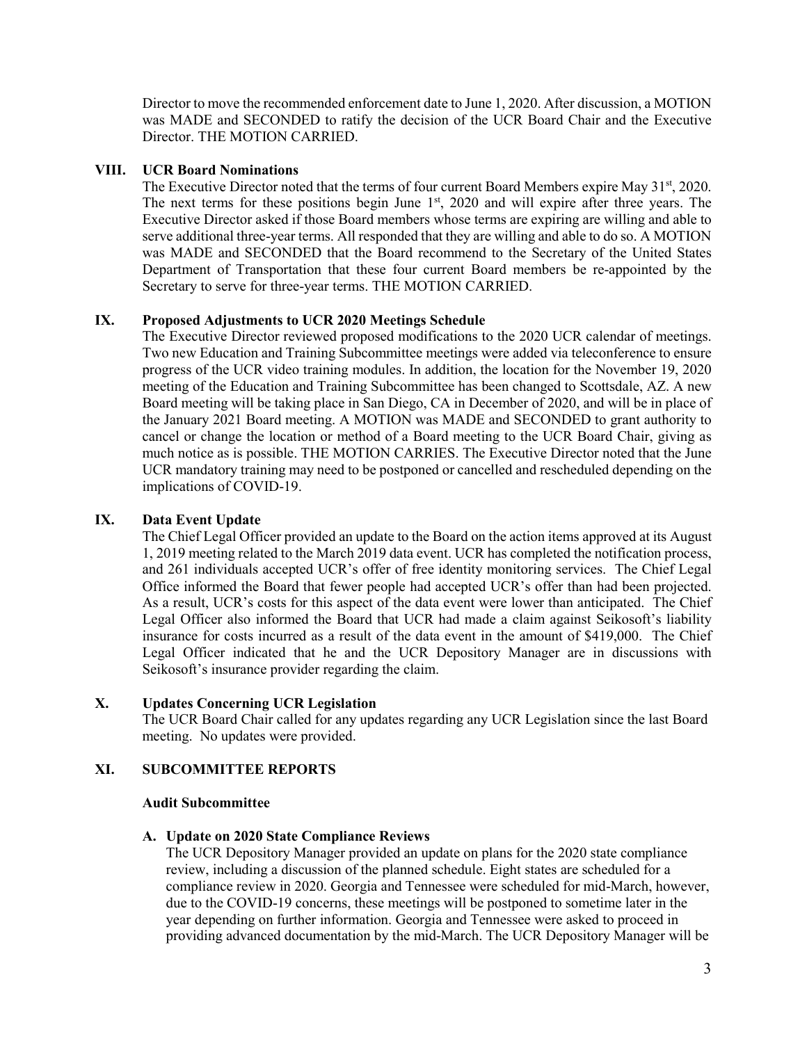Director to move the recommended enforcement date to June 1, 2020. After discussion, a MOTION was MADE and SECONDED to ratify the decision of the UCR Board Chair and the Executive Director. THE MOTION CARRIED.

## VIII. UCR Board Nominations

The Executive Director noted that the terms of four current Board Members expire May 31st, 2020. The next terms for these positions begin June 1st, 2020 and will expire after three years. The Executive Director asked if those Board members whose terms are expiring are willing and able to serve additional three-year terms. All responded that they are willing and able to do so. A MOTION was MADE and SECONDED that the Board recommend to the Secretary of the United States Department of Transportation that these four current Board members be re-appointed by the Secretary to serve for three-year terms. THE MOTION CARRIED.

## IX. Proposed Adjustments to UCR 2020 Meetings Schedule

The Executive Director reviewed proposed modifications to the 2020 UCR calendar of meetings. Two new Education and Training Subcommittee meetings were added via teleconference to ensure progress of the UCR video training modules. In addition, the location for the November 19, 2020 meeting of the Education and Training Subcommittee has been changed to Scottsdale, AZ. A new Board meeting will be taking place in San Diego, CA in December of 2020, and will be in place of the January 2021 Board meeting. A MOTION was MADE and SECONDED to grant authority to cancel or change the location or method of a Board meeting to the UCR Board Chair, giving as much notice as is possible. THE MOTION CARRIES. The Executive Director noted that the June UCR mandatory training may need to be postponed or cancelled and rescheduled depending on the implications of COVID-19.

## IX. Data Event Update

The Chief Legal Officer provided an update to the Board on the action items approved at its August 1, 2019 meeting related to the March 2019 data event. UCR has completed the notification process, and 261 individuals accepted UCR's offer of free identity monitoring services. The Chief Legal Office informed the Board that fewer people had accepted UCR's offer than had been projected. As a result, UCR's costs for this aspect of the data event were lower than anticipated. The Chief Legal Officer also informed the Board that UCR had made a claim against Seikosoft's liability insurance for costs incurred as a result of the data event in the amount of $419,000. The Chief Legal Officer indicated that he and the UCR Depository Manager are in discussions with Seikosoft's insurance provider regarding the claim.

## X. Updates Concerning UCR Legislation

The UCR Board Chair called for any updates regarding any UCR Legislation since the last Board meeting. No updates were provided.

## XI. SUBCOMMITTEE REPORTS

### Audit Subcommittee

#### A. Update on 2020 State Compliance Reviews

The UCR Depository Manager provided an update on plans for the 2020 state compliance review, including a discussion of the planned schedule. Eight states are scheduled for a compliance review in 2020. Georgia and Tennessee were scheduled for mid-March, however, due to the COVID-19 concerns, these meetings will be postponed to sometime later in the year depending on further information. Georgia and Tennessee were asked to proceed in providing advanced documentation by the mid-March. The UCR Depository Manager will be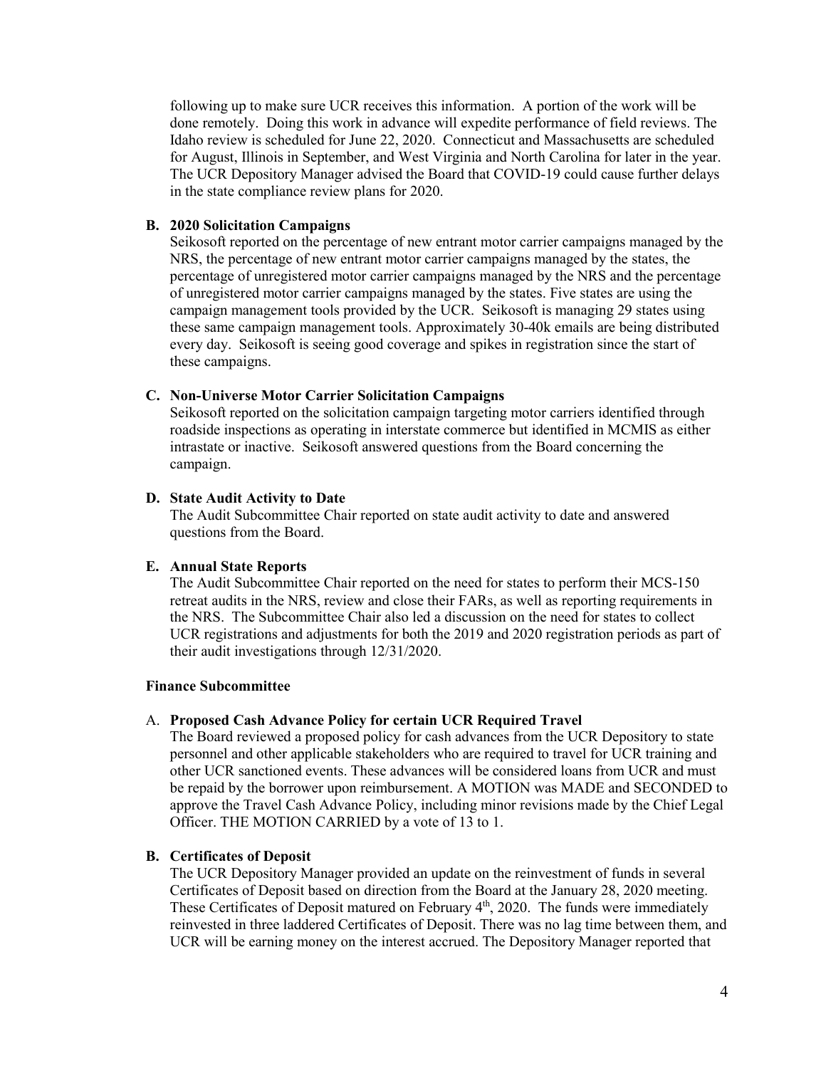following up to make sure UCR receives this information. A portion of the work will be done remotely. Doing this work in advance will expedite performance of field reviews. The Idaho review is scheduled for June 22, 2020. Connecticut and Massachusetts are scheduled for August, Illinois in September, and West Virginia and North Carolina for later in the year. The UCR Depository Manager advised the Board that COVID-19 could cause further delays in the state compliance review plans for 2020.

**B. 2020 Solicitation Campaigns**

Seikosoft reported on the percentage of new entrant motor carrier campaigns managed by the NRS, the percentage of new entrant motor carrier campaigns managed by the states, the percentage of unregistered motor carrier campaigns managed by the NRS and the percentage of unregistered motor carrier campaigns managed by the states. Five states are using the campaign management tools provided by the UCR. Seikosoft is managing 29 states using these same campaign management tools. Approximately 30-40k emails are being distributed every day. Seikosoft is seeing good coverage and spikes in registration since the start of these campaigns.

**C. Non-Universe Motor Carrier Solicitation Campaigns**

Seikosoft reported on the solicitation campaign targeting motor carriers identified through roadside inspections as operating in interstate commerce but identified in MCMIS as either intrastate or inactive. Seikosoft answered questions from the Board concerning the campaign.

**D. State Audit Activity to Date**

The Audit Subcommittee Chair reported on state audit activity to date and answered questions from the Board.

**E. Annual State Reports**

The Audit Subcommittee Chair reported on the need for states to perform their MCS-150 retreat audits in the NRS, review and close their FARs, as well as reporting requirements in the NRS. The Subcommittee Chair also led a discussion on the need for states to collect UCR registrations and adjustments for both the 2019 and 2020 registration periods as part of their audit investigations through 12/31/2020.

**Finance Subcommittee**

A. **Proposed Cash Advance Policy for certain UCR Required Travel**

The Board reviewed a proposed policy for cash advances from the UCR Depository to state personnel and other applicable stakeholders who are required to travel for UCR training and other UCR sanctioned events. These advances will be considered loans from UCR and must be repaid by the borrower upon reimbursement. A MOTION was MADE and SECONDED to approve the Travel Cash Advance Policy, including minor revisions made by the Chief Legal Officer. THE MOTION CARRIED by a vote of 13 to 1.

**B. Certificates of Deposit**

The UCR Depository Manager provided an update on the reinvestment of funds in several Certificates of Deposit based on direction from the Board at the January 28, 2020 meeting. These Certificates of Deposit matured on February 4th, 2020. The funds were immediately reinvested in three laddered Certificates of Deposit. There was no lag time between them, and UCR will be earning money on the interest accrued. The Depository Manager reported that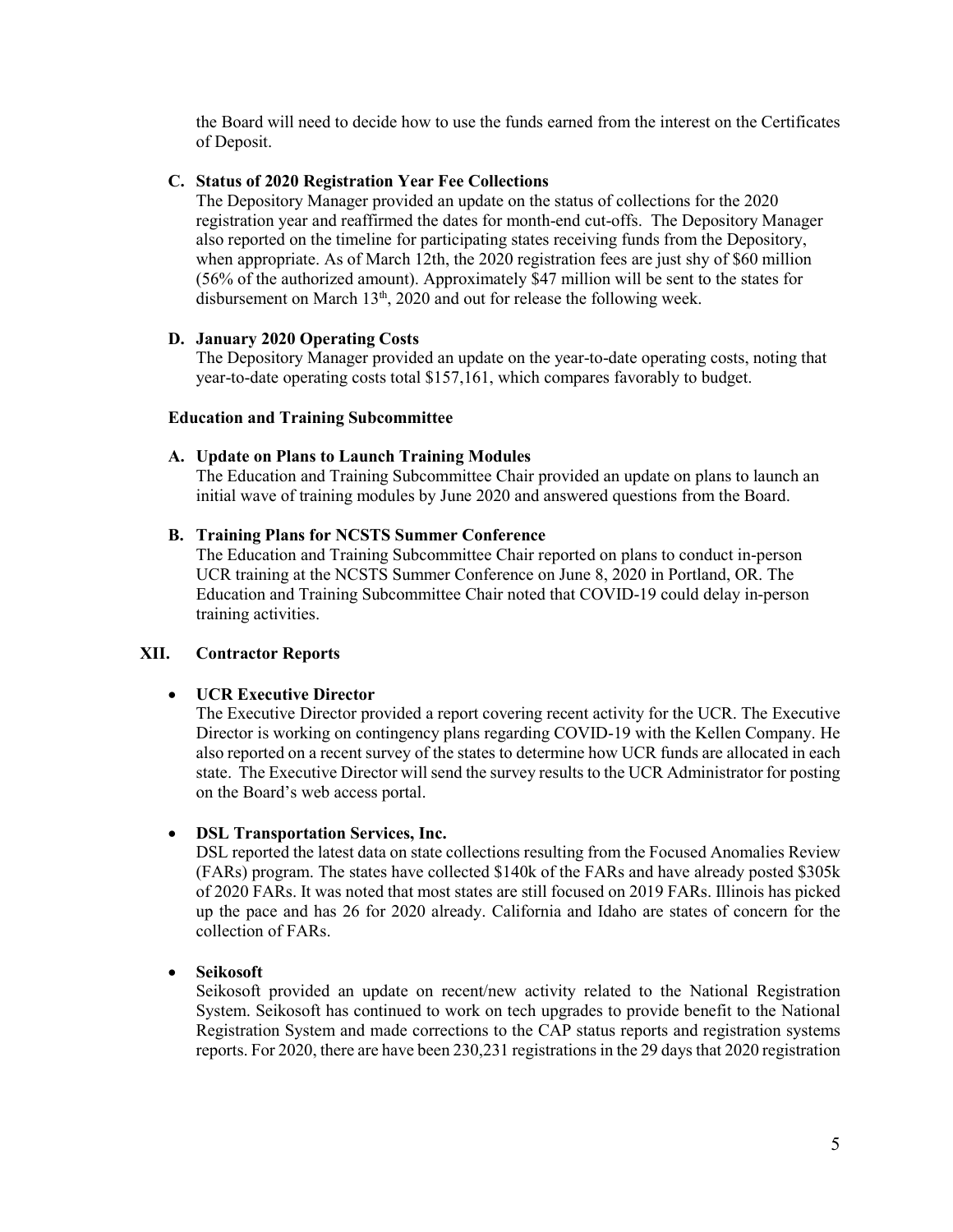the Board will need to decide how to use the funds earned from the interest on the Certificates of Deposit.

**C. Status of 2020 Registration Year Fee Collections**

The Depository Manager provided an update on the status of collections for the 2020 registration year and reaffirmed the dates for month-end cut-offs. The Depository Manager also reported on the timeline for participating states receiving funds from the Depository, when appropriate. As of March 12th, the 2020 registration fees are just shy of $60 million (56% of the authorized amount). Approximately $47 million will be sent to the states for disbursement on March 13th, 2020 and out for release the following week.

**D. January 2020 Operating Costs**

The Depository Manager provided an update on the year-to-date operating costs, noting that year-to-date operating costs total $157,161, which compares favorably to budget.

**Education and Training Subcommittee**

**A. Update on Plans to Launch Training Modules**

The Education and Training Subcommittee Chair provided an update on plans to launch an initial wave of training modules by June 2020 and answered questions from the Board.

**B. Training Plans for NCSTS Summer Conference**

The Education and Training Subcommittee Chair reported on plans to conduct in-person UCR training at the NCSTS Summer Conference on June 8, 2020 in Portland, OR. The Education and Training Subcommittee Chair noted that COVID-19 could delay in-person training activities.

## XII. Contractor Reports

- **UCR Executive Director**

  The Executive Director provided a report covering recent activity for the UCR. The Executive Director is working on contingency plans regarding COVID-19 with the Kellen Company. He also reported on a recent survey of the states to determine how UCR funds are allocated in each state. The Executive Director will send the survey results to the UCR Administrator for posting on the Board's web access portal.

- **DSL Transportation Services, Inc.**

  DSL reported the latest data on state collections resulting from the Focused Anomalies Review (FARs) program. The states have collected $140k of the FARs and have already posted $305k of 2020 FARs. It was noted that most states are still focused on 2019 FARs. Illinois has picked up the pace and has 26 for 2020 already. California and Idaho are states of concern for the collection of FARs.

- **Seikosoft**

  Seikosoft provided an update on recent/new activity related to the National Registration System. Seikosoft has continued to work on tech upgrades to provide benefit to the National Registration System and made corrections to the CAP status reports and registration systems reports. For 2020, there are have been 230,231 registrations in the 29 days that 2020 registration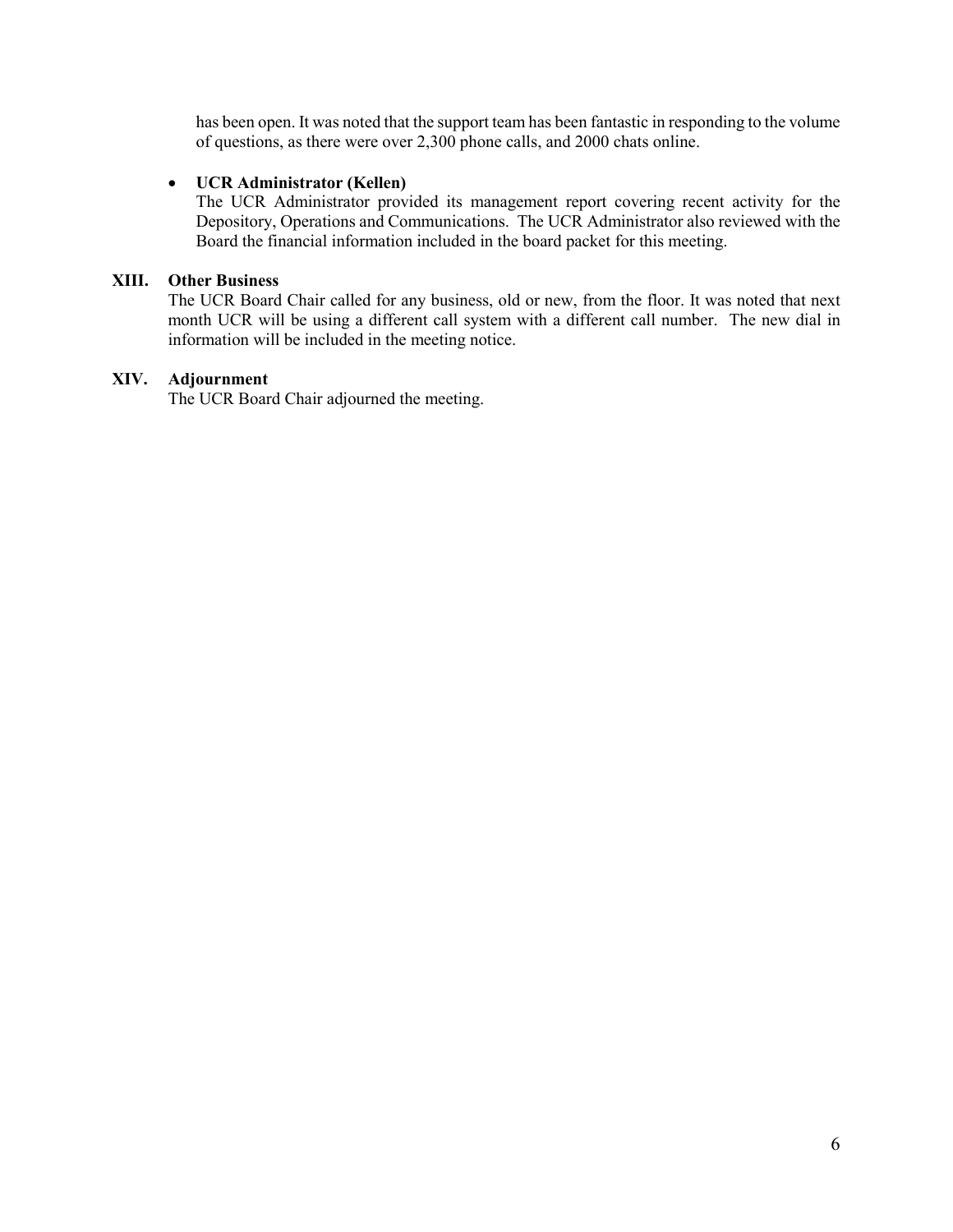has been open. It was noted that the support team has been fantastic in responding to the volume of questions, as there were over 2,300 phone calls, and 2000 chats online.

- **UCR Administrator (Kellen)**
  The UCR Administrator provided its management report covering recent activity for the Depository, Operations and Communications. The UCR Administrator also reviewed with the Board the financial information included in the board packet for this meeting.

## XIII. Other Business

The UCR Board Chair called for any business, old or new, from the floor. It was noted that next month UCR will be using a different call system with a different call number. The new dial in information will be included in the meeting notice.

## XIV. Adjournment

The UCR Board Chair adjourned the meeting.